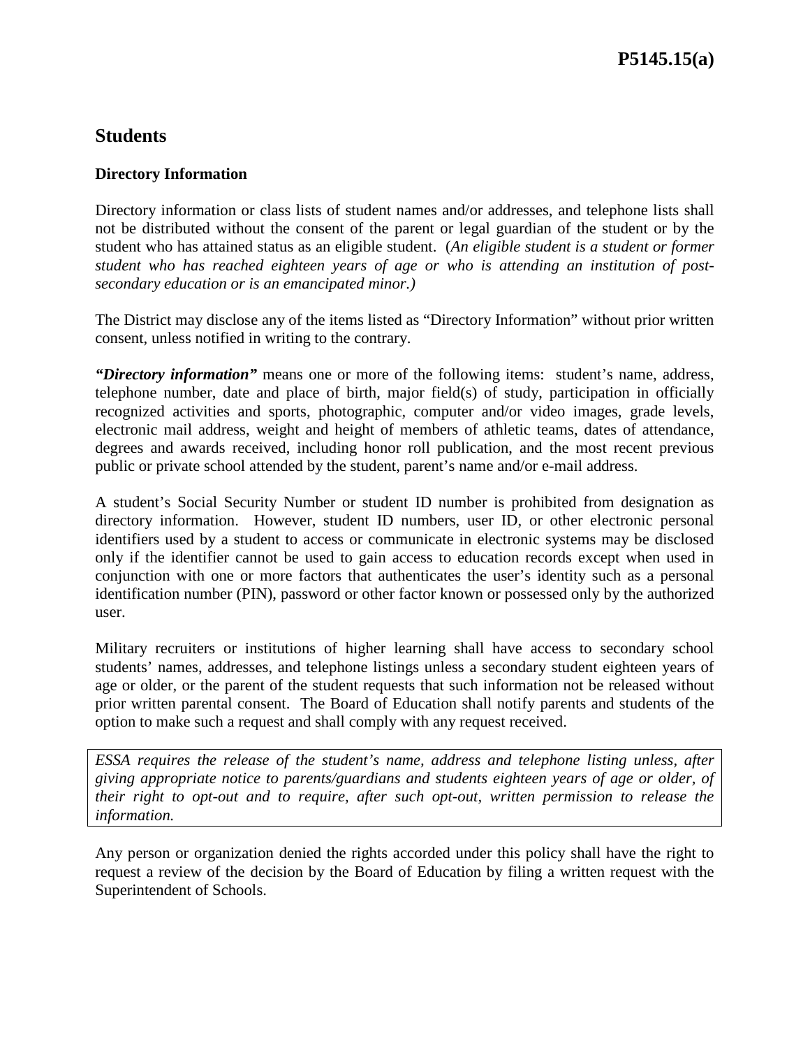P5145.15(a)

# Students

## Directory Information

Directory information or class lists of student names and/or addresses, and telephone lists shall not be distributed without the consent of the parent or legal guardian of the student or by the student who has attained status as an eligible student. (*An eligible student is a student or former student who has reached eighteen years of age or who is attending an institution of post-secondary education or is an emancipated minor.)*

The District may disclose any of the items listed as "Directory Information" without prior written consent, unless notified in writing to the contrary.

***"Directory information"*** means one or more of the following items: student's name, address, telephone number, date and place of birth, major field(s) of study, participation in officially recognized activities and sports, photographic, computer and/or video images, grade levels, electronic mail address, weight and height of members of athletic teams, dates of attendance, degrees and awards received, including honor roll publication, and the most recent previous public or private school attended by the student, parent's name and/or e-mail address.

A student's Social Security Number or student ID number is prohibited from designation as directory information. However, student ID numbers, user ID, or other electronic personal identifiers used by a student to access or communicate in electronic systems may be disclosed only if the identifier cannot be used to gain access to education records except when used in conjunction with one or more factors that authenticates the user's identity such as a personal identification number (PIN), password or other factor known or possessed only by the authorized user.

Military recruiters or institutions of higher learning shall have access to secondary school students' names, addresses, and telephone listings unless a secondary student eighteen years of age or older, or the parent of the student requests that such information not be released without prior written parental consent. The Board of Education shall notify parents and students of the option to make such a request and shall comply with any request received.

*ESSA requires the release of the student's name, address and telephone listing unless, after giving appropriate notice to parents/guardians and students eighteen years of age or older, of their right to opt-out and to require, after such opt-out, written permission to release the information.*

Any person or organization denied the rights accorded under this policy shall have the right to request a review of the decision by the Board of Education by filing a written request with the Superintendent of Schools.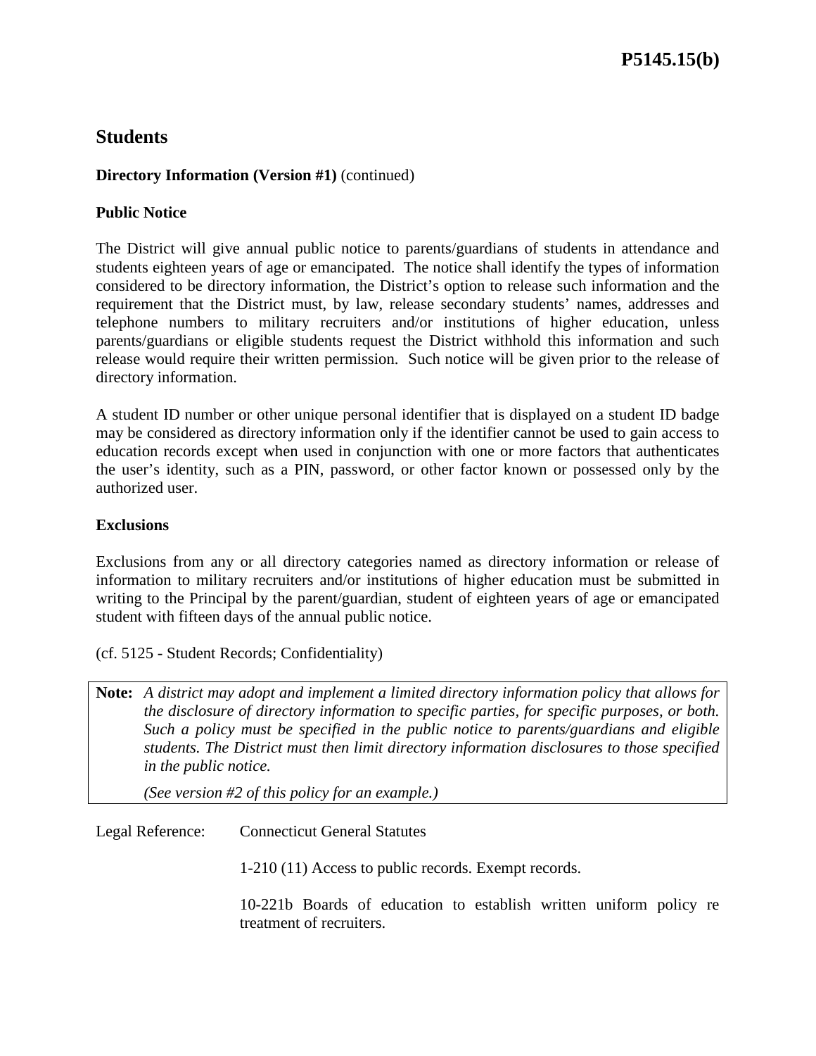# Students

**Directory Information (Version #1)** (continued)

**Public Notice**

The District will give annual public notice to parents/guardians of students in attendance and students eighteen years of age or emancipated. The notice shall identify the types of information considered to be directory information, the District's option to release such information and the requirement that the District must, by law, release secondary students' names, addresses and telephone numbers to military recruiters and/or institutions of higher education, unless parents/guardians or eligible students request the District withhold this information and such release would require their written permission. Such notice will be given prior to the release of directory information.

A student ID number or other unique personal identifier that is displayed on a student ID badge may be considered as directory information only if the identifier cannot be used to gain access to education records except when used in conjunction with one or more factors that authenticates the user's identity, such as a PIN, password, or other factor known or possessed only by the authorized user.

**Exclusions**

Exclusions from any or all directory categories named as directory information or release of information to military recruiters and/or institutions of higher education must be submitted in writing to the Principal by the parent/guardian, student of eighteen years of age or emancipated student with fifteen days of the annual public notice.

(cf. 5125 - Student Records; Confidentiality)

**Note:** *A district may adopt and implement a limited directory information policy that allows for the disclosure of directory information to specific parties, for specific purposes, or both. Such a policy must be specified in the public notice to parents/guardians and eligible students. The District must then limit directory information disclosures to those specified in the public notice.*

*(See version #2 of this policy for an example.)*

Legal Reference: Connecticut General Statutes

1-210 (11) Access to public records. Exempt records.

10-221b Boards of education to establish written uniform policy re treatment of recruiters.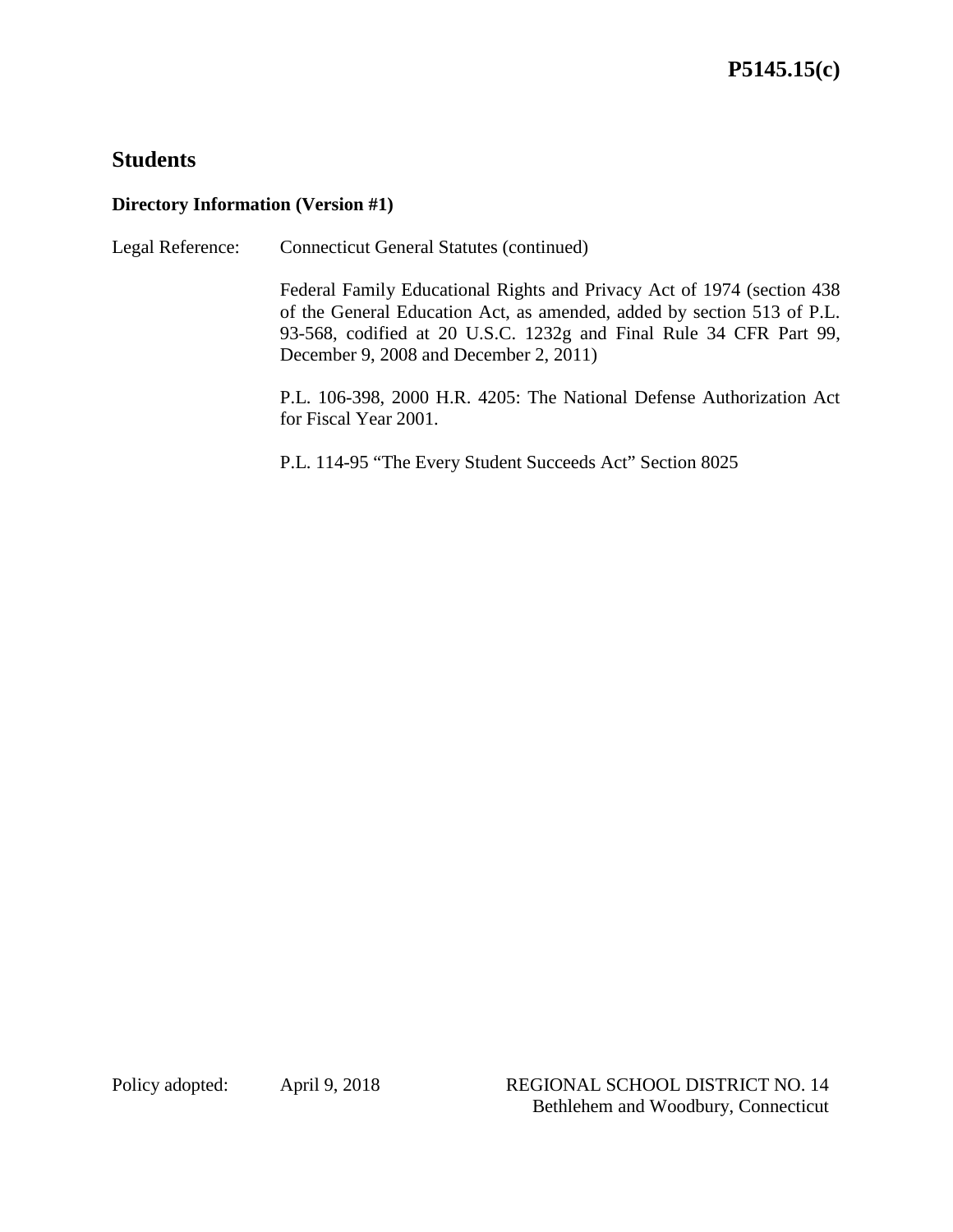## Students

### Directory Information (Version #1)

Legal Reference: Connecticut General Statutes (continued)

Federal Family Educational Rights and Privacy Act of 1974 (section 438 of the General Education Act, as amended, added by section 513 of P.L. 93-568, codified at 20 U.S.C. 1232g and Final Rule 34 CFR Part 99, December 9, 2008 and December 2, 2011)

P.L. 106-398, 2000 H.R. 4205: The National Defense Authorization Act for Fiscal Year 2001.

P.L. 114-95 "The Every Student Succeeds Act" Section 8025

Policy adopted: April 9, 2018

REGIONAL SCHOOL DISTRICT NO. 14
Bethlehem and Woodbury, Connecticut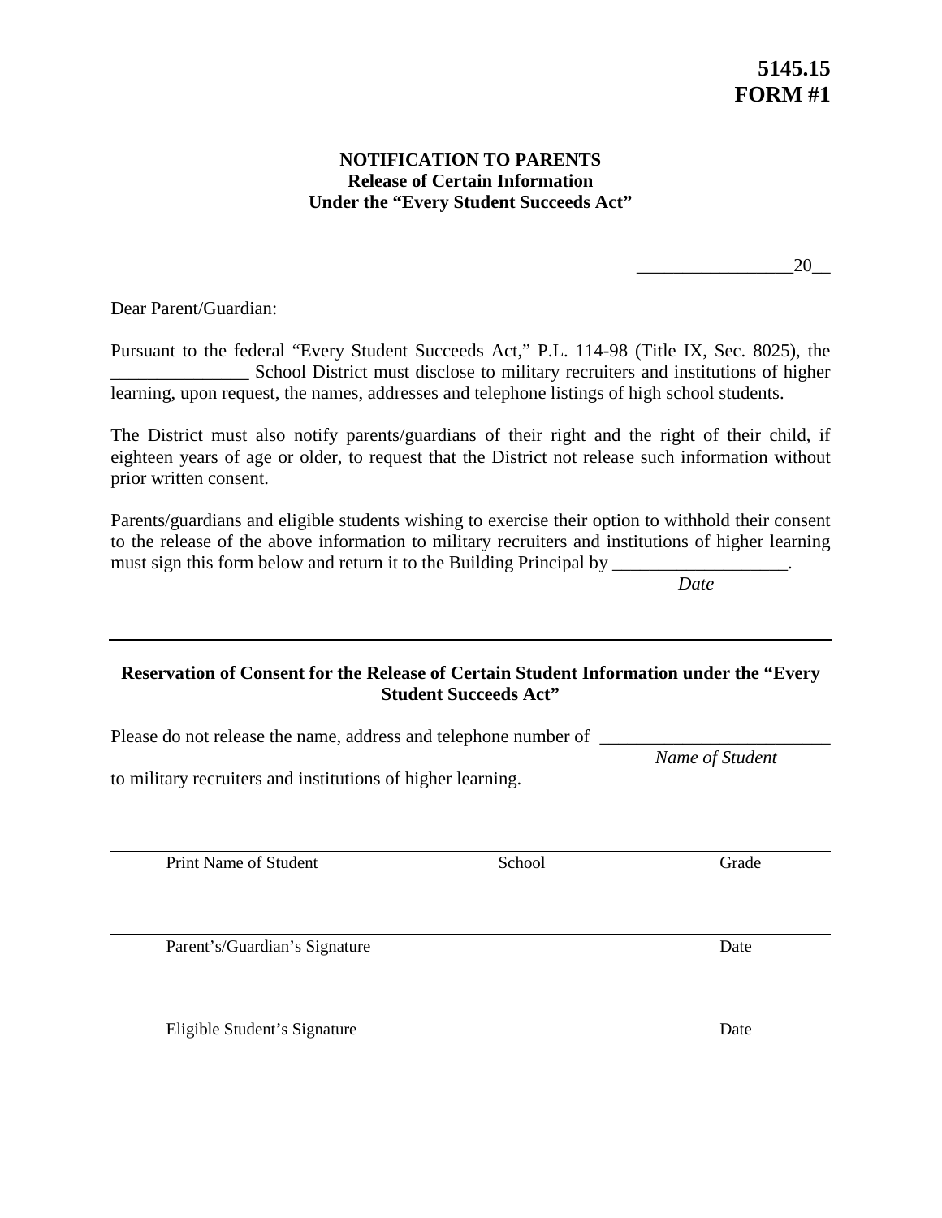**5145.15**
**FORM #1**

**NOTIFICATION TO PARENTS**
**Release of Certain Information**
**Under the "Every Student Succeeds Act"**

_________________20__

Dear Parent/Guardian:

Pursuant to the federal "Every Student Succeeds Act," P.L. 114-98 (Title IX, Sec. 8025), the _______________ School District must disclose to military recruiters and institutions of higher learning, upon request, the names, addresses and telephone listings of high school students.

The District must also notify parents/guardians of their right and the right of their child, if eighteen years of age or older, to request that the District not release such information without prior written consent.

Parents/guardians and eligible students wishing to exercise their option to withhold their consent to the release of the above information to military recruiters and institutions of higher learning must sign this form below and return it to the Building Principal by ___________________.
*Date*

---

**Reservation of Consent for the Release of Certain Student Information under the "Every Student Succeeds Act"**

Please do not release the name, address and telephone number of _________________________
*Name of Student*

to military recruiters and institutions of higher learning.

_______________________________________________________________
Print Name of Student　　　　School　　　　Grade

_______________________________________________________________
Parent's/Guardian's Signature　　　　Date

_______________________________________________________________
Eligible Student's Signature　　　　Date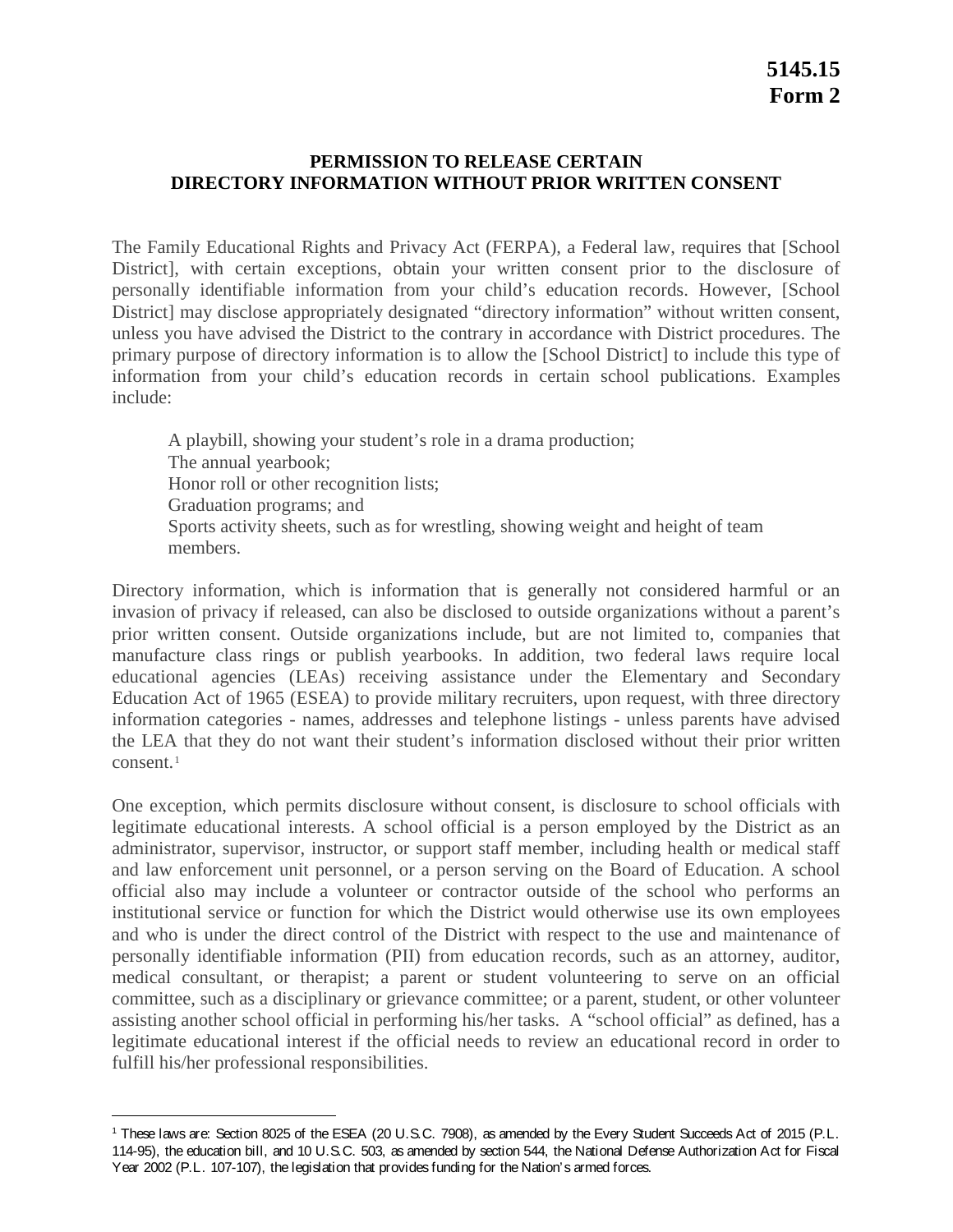**5145.15**
**Form 2**

## PERMISSION TO RELEASE CERTAIN DIRECTORY INFORMATION WITHOUT PRIOR WRITTEN CONSENT

The Family Educational Rights and Privacy Act (FERPA), a Federal law, requires that [School District], with certain exceptions, obtain your written consent prior to the disclosure of personally identifiable information from your child's education records. However, [School District] may disclose appropriately designated "directory information" without written consent, unless you have advised the District to the contrary in accordance with District procedures. The primary purpose of directory information is to allow the [School District] to include this type of information from your child's education records in certain school publications. Examples include:

A playbill, showing your student's role in a drama production;
The annual yearbook;
Honor roll or other recognition lists;
Graduation programs; and
Sports activity sheets, such as for wrestling, showing weight and height of team members.

Directory information, which is information that is generally not considered harmful or an invasion of privacy if released, can also be disclosed to outside organizations without a parent's prior written consent. Outside organizations include, but are not limited to, companies that manufacture class rings or publish yearbooks. In addition, two federal laws require local educational agencies (LEAs) receiving assistance under the Elementary and Secondary Education Act of 1965 (ESEA) to provide military recruiters, upon request, with three directory information categories - names, addresses and telephone listings - unless parents have advised the LEA that they do not want their student's information disclosed without their prior written consent.[1]

One exception, which permits disclosure without consent, is disclosure to school officials with legitimate educational interests. A school official is a person employed by the District as an administrator, supervisor, instructor, or support staff member, including health or medical staff and law enforcement unit personnel, or a person serving on the Board of Education. A school official also may include a volunteer or contractor outside of the school who performs an institutional service or function for which the District would otherwise use its own employees and who is under the direct control of the District with respect to the use and maintenance of personally identifiable information (PII) from education records, such as an attorney, auditor, medical consultant, or therapist; a parent or student volunteering to serve on an official committee, such as a disciplinary or grievance committee; or a parent, student, or other volunteer assisting another school official in performing his/her tasks. A "school official" as defined, has a legitimate educational interest if the official needs to review an educational record in order to fulfill his/her professional responsibilities.

---

[1] These laws are: Section 8025 of the ESEA (20 U.S.C. 7908), as amended by the Every Student Succeeds Act of 2015 (P.L. 114-95), the education bill, and 10 U.S.C. 503, as amended by section 544, the National Defense Authorization Act for Fiscal Year 2002 (P.L. 107-107), the legislation that provides funding for the Nation's armed forces.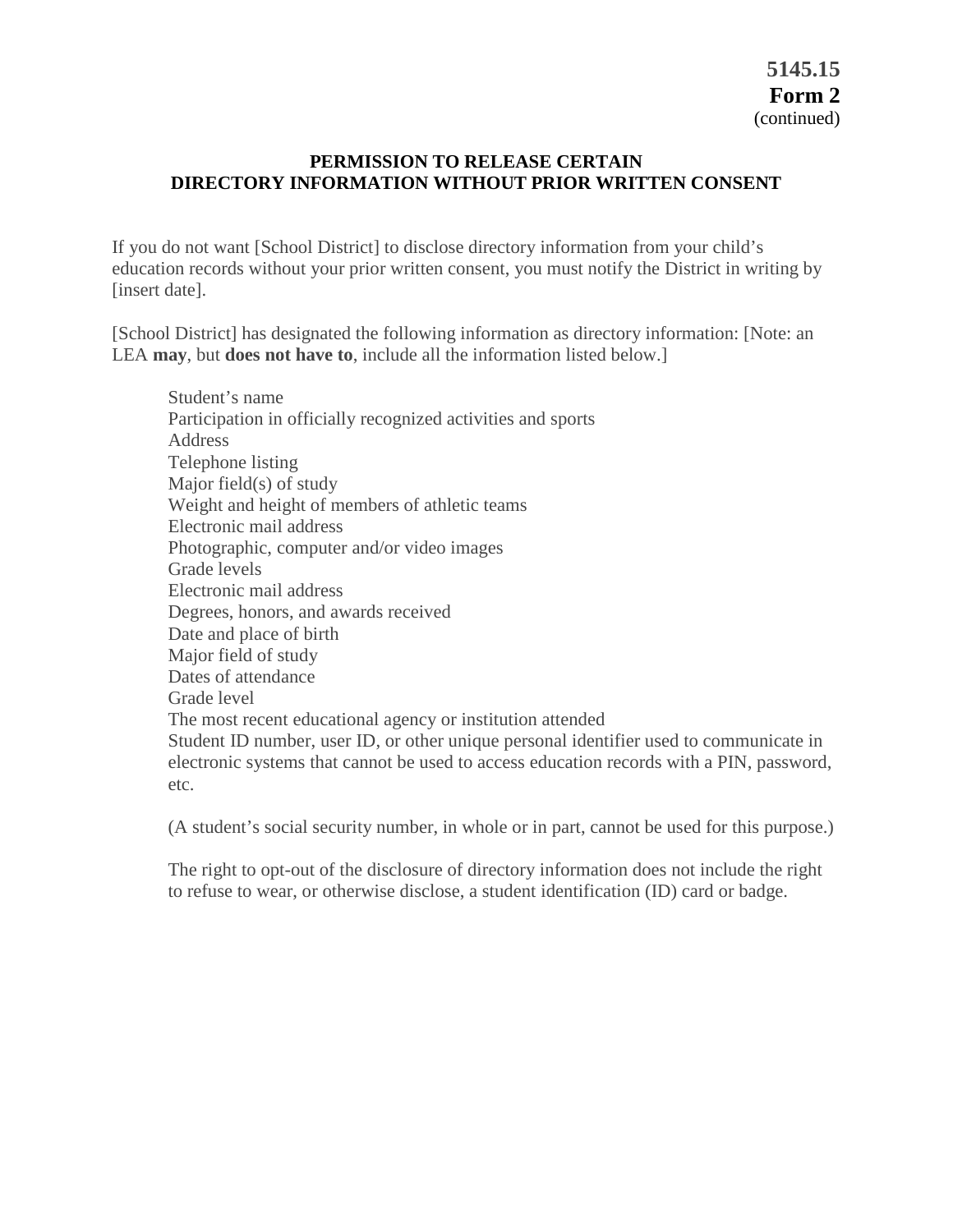**5145.15**
**Form 2**
(continued)

**PERMISSION TO RELEASE CERTAIN DIRECTORY INFORMATION WITHOUT PRIOR WRITTEN CONSENT**

If you do not want [School District] to disclose directory information from your child's education records without your prior written consent, you must notify the District in writing by [insert date].

[School District] has designated the following information as directory information: [Note: an LEA **may**, but **does not have to**, include all the information listed below.]

Student's name
Participation in officially recognized activities and sports
Address
Telephone listing
Major field(s) of study
Weight and height of members of athletic teams
Electronic mail address
Photographic, computer and/or video images
Grade levels
Electronic mail address
Degrees, honors, and awards received
Date and place of birth
Major field of study
Dates of attendance
Grade level
The most recent educational agency or institution attended
Student ID number, user ID, or other unique personal identifier used to communicate in electronic systems that cannot be used to access education records with a PIN, password, etc.

(A student's social security number, in whole or in part, cannot be used for this purpose.)

The right to opt-out of the disclosure of directory information does not include the right to refuse to wear, or otherwise disclose, a student identification (ID) card or badge.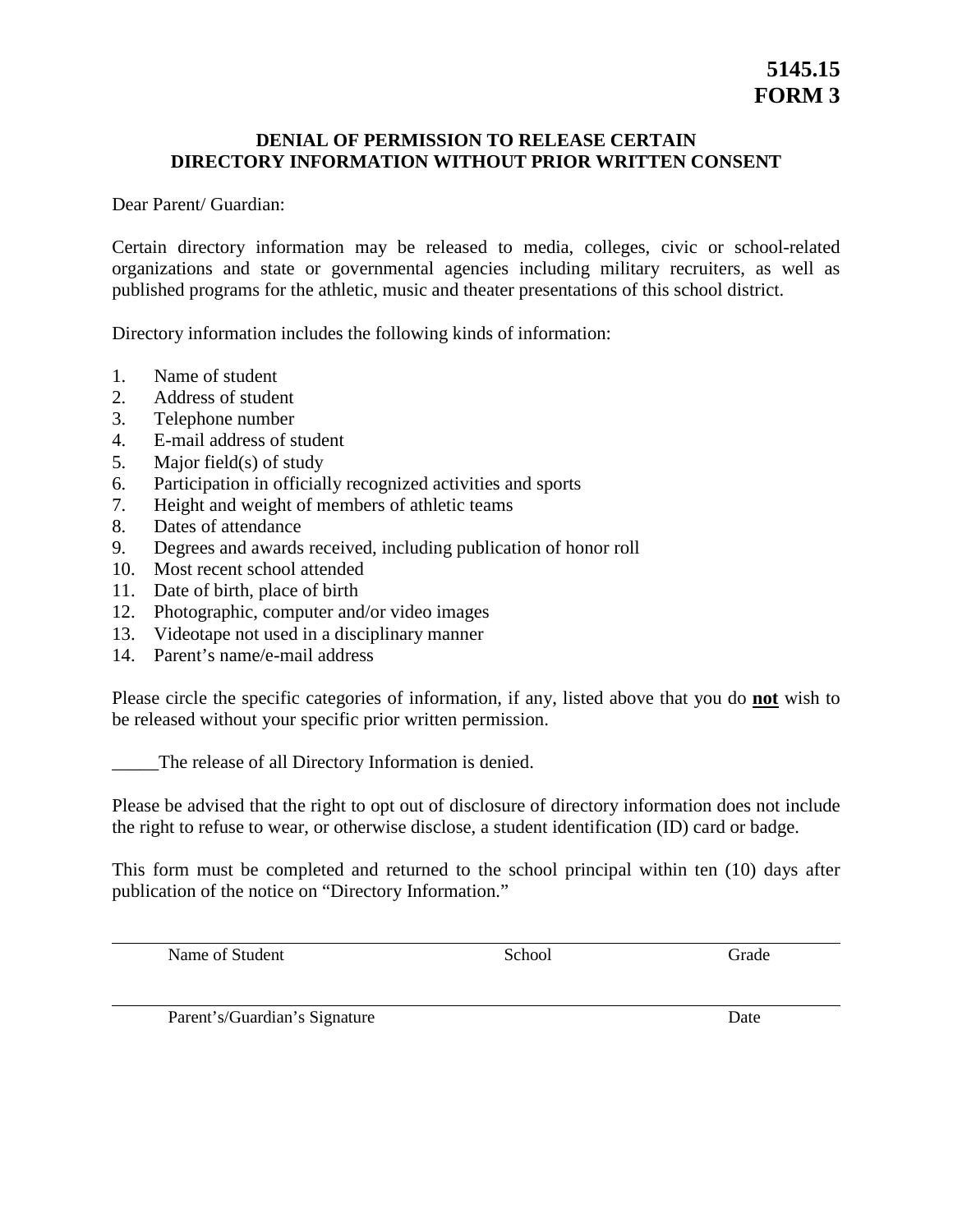**5145.15**
**FORM 3**

## DENIAL OF PERMISSION TO RELEASE CERTAIN DIRECTORY INFORMATION WITHOUT PRIOR WRITTEN CONSENT

Dear Parent/ Guardian:

Certain directory information may be released to media, colleges, civic or school-related organizations and state or governmental agencies including military recruiters, as well as published programs for the athletic, music and theater presentations of this school district.

Directory information includes the following kinds of information:

1. Name of student
2. Address of student
3. Telephone number
4. E-mail address of student
5. Major field(s) of study
6. Participation in officially recognized activities and sports
7. Height and weight of members of athletic teams
8. Dates of attendance
9. Degrees and awards received, including publication of honor roll
10. Most recent school attended
11. Date of birth, place of birth
12. Photographic, computer and/or video images
13. Videotape not used in a disciplinary manner
14. Parent's name/e-mail address

Please circle the specific categories of information, if any, listed above that you do **not** wish to be released without your specific prior written permission.

_____The release of all Directory Information is denied.

Please be advised that the right to opt out of disclosure of directory information does not include the right to refuse to wear, or otherwise disclose, a student identification (ID) card or badge.

This form must be completed and returned to the school principal within ten (10) days after publication of the notice on "Directory Information."

______________________________________________________________________

Name of Student                    School                    Grade

______________________________________________________________________

Parent's/Guardian's Signature                                 Date